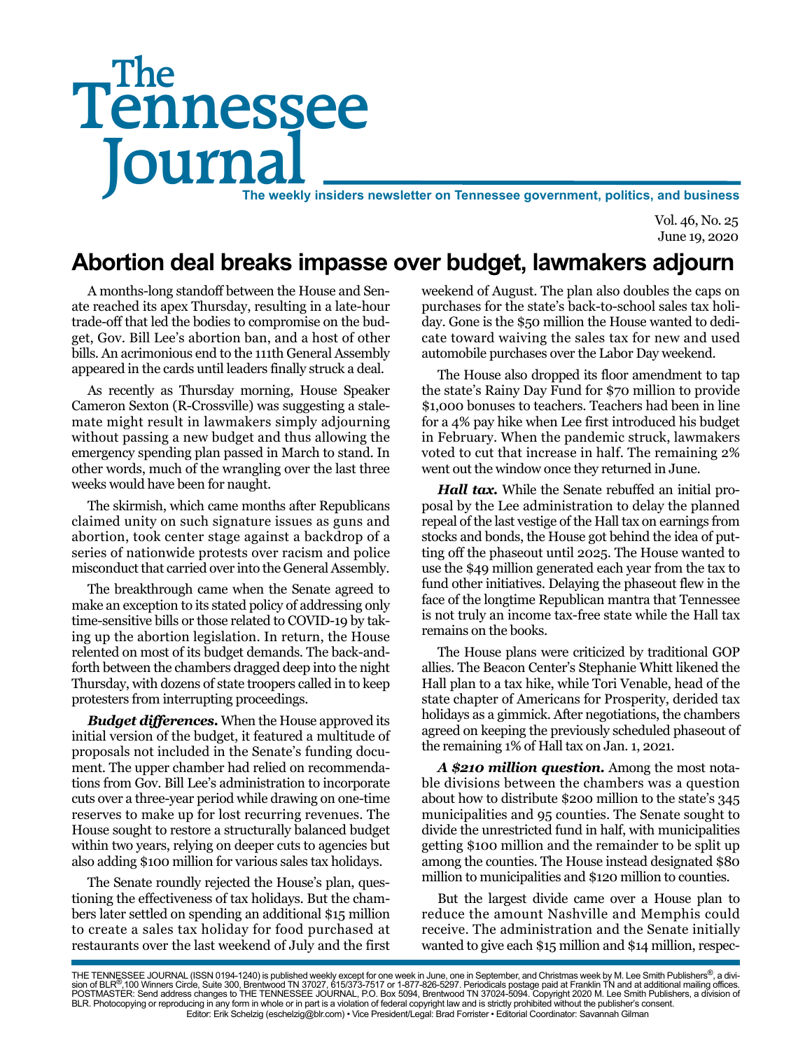# The Tennessee Journal

**The weekly insiders newsletter on Tennessee government, politics, and business**

Vol. 46, No. 25
June 19, 2020

## Abortion deal breaks impasse over budget, lawmakers adjourn

A months-long standoff between the House and Senate reached its apex Thursday, resulting in a late-hour trade-off that led the bodies to compromise on the budget, Gov. Bill Lee's abortion ban, and a host of other bills. An acrimonious end to the 111th General Assembly appeared in the cards until leaders finally struck a deal.

As recently as Thursday morning, House Speaker Cameron Sexton (R-Crossville) was suggesting a stalemate might result in lawmakers simply adjourning without passing a new budget and thus allowing the emergency spending plan passed in March to stand. In other words, much of the wrangling over the last three weeks would have been for naught.

The skirmish, which came months after Republicans claimed unity on such signature issues as guns and abortion, took center stage against a backdrop of a series of nationwide protests over racism and police misconduct that carried over into the General Assembly.

The breakthrough came when the Senate agreed to make an exception to its stated policy of addressing only time-sensitive bills or those related to COVID-19 by taking up the abortion legislation. In return, the House relented on most of its budget demands. The back-and-forth between the chambers dragged deep into the night Thursday, with dozens of state troopers called in to keep protesters from interrupting proceedings.

***Budget differences.*** When the House approved its initial version of the budget, it featured a multitude of proposals not included in the Senate's funding document. The upper chamber had relied on recommendations from Gov. Bill Lee's administration to incorporate cuts over a three-year period while drawing on one-time reserves to make up for lost recurring revenues. The House sought to restore a structurally balanced budget within two years, relying on deeper cuts to agencies but also adding $100 million for various sales tax holidays.

The Senate roundly rejected the House's plan, questioning the effectiveness of tax holidays. But the chambers later settled on spending an additional $15 million to create a sales tax holiday for food purchased at restaurants over the last weekend of July and the first weekend of August. The plan also doubles the caps on purchases for the state's back-to-school sales tax holiday. Gone is the $50 million the House wanted to dedicate toward waiving the sales tax for new and used automobile purchases over the Labor Day weekend.

The House also dropped its floor amendment to tap the state's Rainy Day Fund for $70 million to provide $1,000 bonuses to teachers. Teachers had been in line for a 4% pay hike when Lee first introduced his budget in February. When the pandemic struck, lawmakers voted to cut that increase in half. The remaining 2% went out the window once they returned in June.

***Hall tax.*** While the Senate rebuffed an initial proposal by the Lee administration to delay the planned repeal of the last vestige of the Hall tax on earnings from stocks and bonds, the House got behind the idea of putting off the phaseout until 2025. The House wanted to use the $49 million generated each year from the tax to fund other initiatives. Delaying the phaseout flew in the face of the longtime Republican mantra that Tennessee is not truly an income tax-free state while the Hall tax remains on the books.

The House plans were criticized by traditional GOP allies. The Beacon Center's Stephanie Whitt likened the Hall plan to a tax hike, while Tori Venable, head of the state chapter of Americans for Prosperity, derided tax holidays as a gimmick. After negotiations, the chambers agreed on keeping the previously scheduled phaseout of the remaining 1% of Hall tax on Jan. 1, 2021.

***A $210 million question.*** Among the most notable divisions between the chambers was a question about how to distribute $200 million to the state's 345 municipalities and 95 counties. The Senate sought to divide the unrestricted fund in half, with municipalities getting $100 million and the remainder to be split up among the counties. The House instead designated $80 million to municipalities and $120 million to counties.

But the largest divide came over a House plan to reduce the amount Nashville and Memphis could receive. The administration and the Senate initially wanted to give each $15 million and $14 million, respec-

THE TENNESSEE JOURNAL (ISSN 0194-1240) is published weekly except for one week in June, one in September, and Christmas week by M. Lee Smith Publishers®, a division of BLR®,100 Winners Circle, Suite 300, Brentwood TN 37027, 615/373-7517 or 1-877-826-5297. Periodicals postage paid at Franklin TN and at additional mailing offices. POSTMASTER: Send address changes to THE TENNESSEE JOURNAL, P.O. Box 5094, Brentwood TN 37024-5094. Copyright 2020 M. Lee Smith Publishers, a division of BLR. Photocopying or reproducing in any form in whole or in part is a violation of federal copyright law and is strictly prohibited without the publisher's consent.
Editor: Erik Schelzig (eschelzig@blr.com) • Vice President/Legal: Brad Forrister • Editorial Coordinator: Savannah Gilman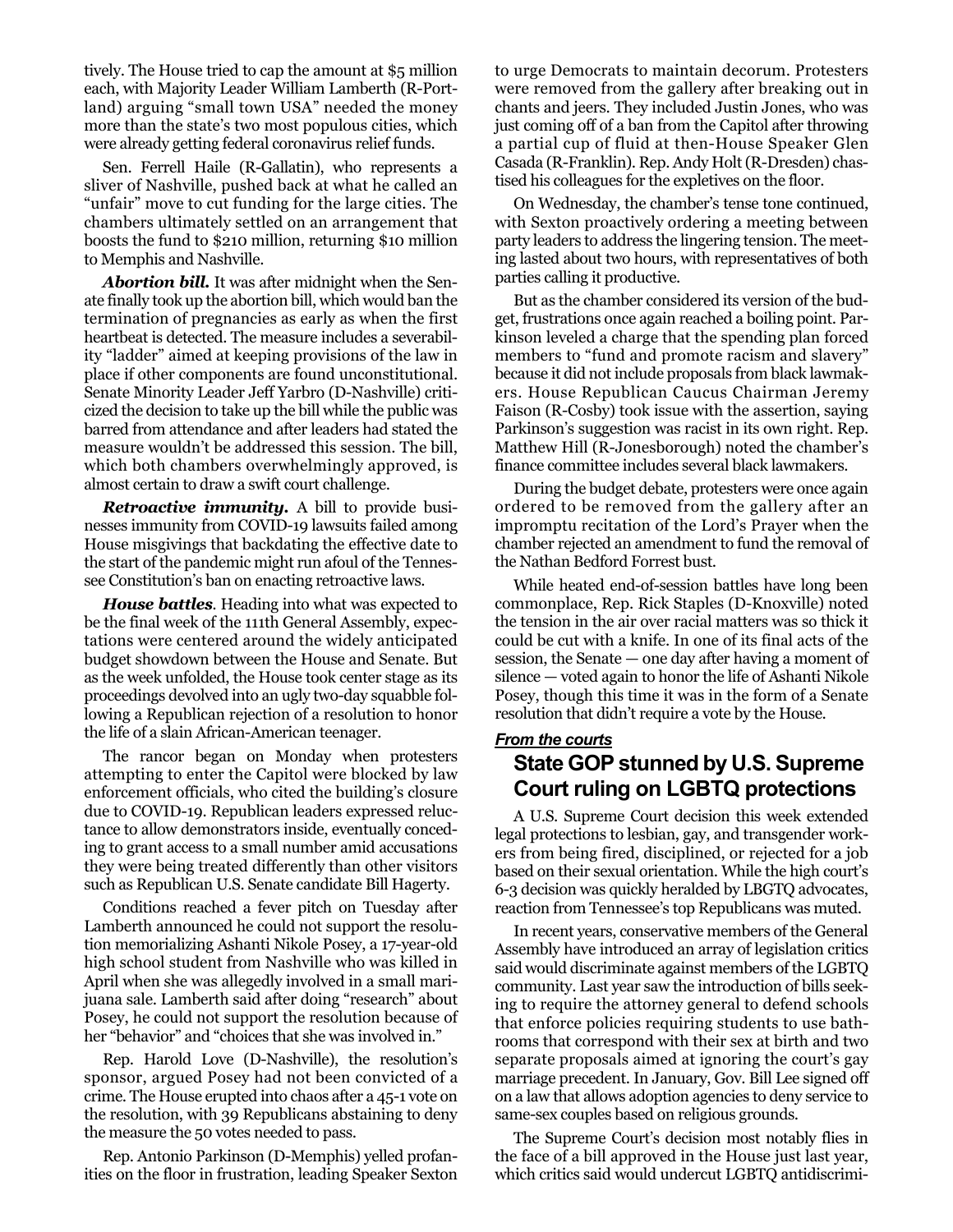tively. The House tried to cap the amount at $5 million each, with Majority Leader William Lamberth (R-Portland) arguing "small town USA" needed the money more than the state's two most populous cities, which were already getting federal coronavirus relief funds.

Sen. Ferrell Haile (R-Gallatin), who represents a sliver of Nashville, pushed back at what he called an "unfair" move to cut funding for the large cities. The chambers ultimately settled on an arrangement that boosts the fund to $210 million, returning $10 million to Memphis and Nashville.

***Abortion bill.*** It was after midnight when the Senate finally took up the abortion bill, which would ban the termination of pregnancies as early as when the first heartbeat is detected. The measure includes a severability "ladder" aimed at keeping provisions of the law in place if other components are found unconstitutional. Senate Minority Leader Jeff Yarbro (D-Nashville) criticized the decision to take up the bill while the public was barred from attendance and after leaders had stated the measure wouldn't be addressed this session. The bill, which both chambers overwhelmingly approved, is almost certain to draw a swift court challenge.

***Retroactive immunity.*** A bill to provide businesses immunity from COVID-19 lawsuits failed among House misgivings that backdating the effective date to the start of the pandemic might run afoul of the Tennessee Constitution's ban on enacting retroactive laws.

***House battles***. Heading into what was expected to be the final week of the 111th General Assembly, expectations were centered around the widely anticipated budget showdown between the House and Senate. But as the week unfolded, the House took center stage as its proceedings devolved into an ugly two-day squabble following a Republican rejection of a resolution to honor the life of a slain African-American teenager.

The rancor began on Monday when protesters attempting to enter the Capitol were blocked by law enforcement officials, who cited the building's closure due to COVID-19. Republican leaders expressed reluctance to allow demonstrators inside, eventually conceding to grant access to a small number amid accusations they were being treated differently than other visitors such as Republican U.S. Senate candidate Bill Hagerty.

Conditions reached a fever pitch on Tuesday after Lamberth announced he could not support the resolution memorializing Ashanti Nikole Posey, a 17-year-old high school student from Nashville who was killed in April when she was allegedly involved in a small marijuana sale. Lamberth said after doing "research" about Posey, he could not support the resolution because of her "behavior" and "choices that she was involved in."

Rep. Harold Love (D-Nashville), the resolution's sponsor, argued Posey had not been convicted of a crime. The House erupted into chaos after a 45-1 vote on the resolution, with 39 Republicans abstaining to deny the measure the 50 votes needed to pass.

Rep. Antonio Parkinson (D-Memphis) yelled profanities on the floor in frustration, leading Speaker Sexton to urge Democrats to maintain decorum. Protesters were removed from the gallery after breaking out in chants and jeers. They included Justin Jones, who was just coming off of a ban from the Capitol after throwing a partial cup of fluid at then-House Speaker Glen Casada (R-Franklin). Rep. Andy Holt (R-Dresden) chastised his colleagues for the expletives on the floor.

On Wednesday, the chamber's tense tone continued, with Sexton proactively ordering a meeting between party leaders to address the lingering tension. The meeting lasted about two hours, with representatives of both parties calling it productive.

But as the chamber considered its version of the budget, frustrations once again reached a boiling point. Parkinson leveled a charge that the spending plan forced members to "fund and promote racism and slavery" because it did not include proposals from black lawmakers. House Republican Caucus Chairman Jeremy Faison (R-Cosby) took issue with the assertion, saying Parkinson's suggestion was racist in its own right. Rep. Matthew Hill (R-Jonesborough) noted the chamber's finance committee includes several black lawmakers.

During the budget debate, protesters were once again ordered to be removed from the gallery after an impromptu recitation of the Lord's Prayer when the chamber rejected an amendment to fund the removal of the Nathan Bedford Forrest bust.

While heated end-of-session battles have long been commonplace, Rep. Rick Staples (D-Knoxville) noted the tension in the air over racial matters was so thick it could be cut with a knife. In one of its final acts of the session, the Senate — one day after having a moment of silence — voted again to honor the life of Ashanti Nikole Posey, though this time it was in the form of a Senate resolution that didn't require a vote by the House.

***From the courts***

## State GOP stunned by U.S. Supreme Court ruling on LGBTQ protections

A U.S. Supreme Court decision this week extended legal protections to lesbian, gay, and transgender workers from being fired, disciplined, or rejected for a job based on their sexual orientation. While the high court's 6-3 decision was quickly heralded by LBGTQ advocates, reaction from Tennessee's top Republicans was muted.

In recent years, conservative members of the General Assembly have introduced an array of legislation critics said would discriminate against members of the LGBTQ community. Last year saw the introduction of bills seeking to require the attorney general to defend schools that enforce policies requiring students to use bathrooms that correspond with their sex at birth and two separate proposals aimed at ignoring the court's gay marriage precedent. In January, Gov. Bill Lee signed off on a law that allows adoption agencies to deny service to same-sex couples based on religious grounds.

The Supreme Court's decision most notably flies in the face of a bill approved in the House just last year, which critics said would undercut LGBTQ antidiscrimi-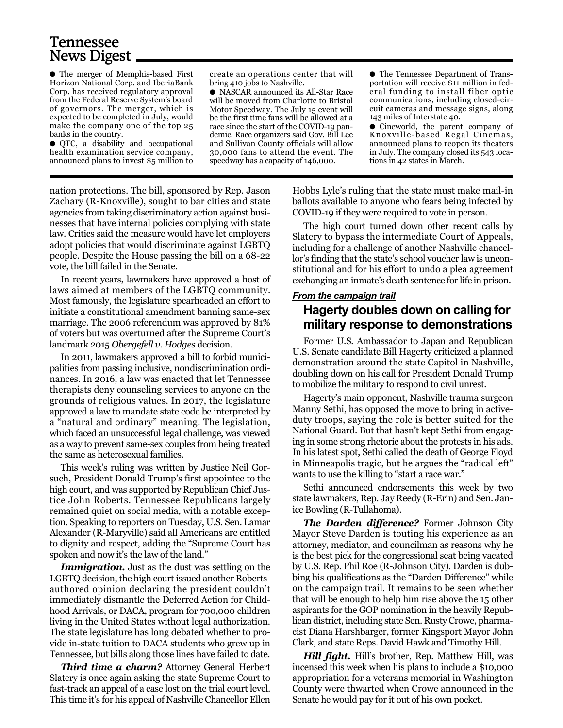## Tennessee News Digest

- The merger of Memphis-based First Horizon National Corp. and IberiaBank Corp. has received regulatory approval from the Federal Reserve System's board of governors. The merger, which is expected to be completed in July, would make the company one of the top 25 banks in the country.
- QTC, a disability and occupational health examination service company, announced plans to invest $5 million to create an operations center that will bring 410 jobs to Nashville.
- NASCAR announced its All-Star Race will be moved from Charlotte to Bristol Motor Speedway. The July 15 event will be the first time fans will be allowed at a race since the start of the COVID-19 pandemic. Race organizers said Gov. Bill Lee and Sullivan County officials will allow 30,000 fans to attend the event. The speedway has a capacity of 146,000.
- The Tennessee Department of Transportation will receive $11 million in federal funding to install fiber optic communications, including closed-circuit cameras and message signs, along 143 miles of Interstate 40.
- Cineworld, the parent company of Knoxville-based Regal Cinemas, announced plans to reopen its theaters in July. The company closed its 543 locations in 42 states in March.

nation protections. The bill, sponsored by Rep. Jason Zachary (R-Knoxville), sought to bar cities and state agencies from taking discriminatory action against businesses that have internal policies complying with state law. Critics said the measure would have let employers adopt policies that would discriminate against LGBTQ people. Despite the House passing the bill on a 68-22 vote, the bill failed in the Senate.

In recent years, lawmakers have approved a host of laws aimed at members of the LGBTQ community. Most famously, the legislature spearheaded an effort to initiate a constitutional amendment banning same-sex marriage. The 2006 referendum was approved by 81% of voters but was overturned after the Supreme Court's landmark 2015 *Obergefell v. Hodges* decision.

In 2011, lawmakers approved a bill to forbid municipalities from passing inclusive, nondiscrimination ordinances. In 2016, a law was enacted that let Tennessee therapists deny counseling services to anyone on the grounds of religious values. In 2017, the legislature approved a law to mandate state code be interpreted by a "natural and ordinary" meaning. The legislation, which faced an unsuccessful legal challenge, was viewed as a way to prevent same-sex couples from being treated the same as heterosexual families.

This week's ruling was written by Justice Neil Gorsuch, President Donald Trump's first appointee to the high court, and was supported by Republican Chief Justice John Roberts. Tennessee Republicans largely remained quiet on social media, with a notable exception. Speaking to reporters on Tuesday, U.S. Sen. Lamar Alexander (R-Maryville) said all Americans are entitled to dignity and respect, adding the "Supreme Court has spoken and now it's the law of the land."

***Immigration.*** Just as the dust was settling on the LGBTQ decision, the high court issued another Roberts-authored opinion declaring the president couldn't immediately dismantle the Deferred Action for Childhood Arrivals, or DACA, program for 700,000 children living in the United States without legal authorization. The state legislature has long debated whether to provide in-state tuition to DACA students who grew up in Tennessee, but bills along those lines have failed to date.

***Third time a charm?*** Attorney General Herbert Slatery is once again asking the state Supreme Court to fast-track an appeal of a case lost on the trial court level. This time it's for his appeal of Nashville Chancellor Ellen Hobbs Lyle's ruling that the state must make mail-in ballots available to anyone who fears being infected by COVID-19 if they were required to vote in person.

The high court turned down other recent calls by Slatery to bypass the intermediate Court of Appeals, including for a challenge of another Nashville chancellor's finding that the state's school voucher law is unconstitutional and for his effort to undo a plea agreement exchanging an inmate's death sentence for life in prison.

***From the campaign trail***

### Hagerty doubles down on calling for military response to demonstrations

Former U.S. Ambassador to Japan and Republican U.S. Senate candidate Bill Hagerty criticized a planned demonstration around the state Capitol in Nashville, doubling down on his call for President Donald Trump to mobilize the military to respond to civil unrest.

Hagerty's main opponent, Nashville trauma surgeon Manny Sethi, has opposed the move to bring in active-duty troops, saying the role is better suited for the National Guard. But that hasn't kept Sethi from engaging in some strong rhetoric about the protests in his ads. In his latest spot, Sethi called the death of George Floyd in Minneapolis tragic, but he argues the "radical left" wants to use the killing to "start a race war."

Sethi announced endorsements this week by two state lawmakers, Rep. Jay Reedy (R-Erin) and Sen. Janice Bowling (R-Tullahoma).

***The Darden difference?*** Former Johnson City Mayor Steve Darden is touting his experience as an attorney, mediator, and councilman as reasons why he is the best pick for the congressional seat being vacated by U.S. Rep. Phil Roe (R-Johnson City). Darden is dubbing his qualifications as the "Darden Difference" while on the campaign trail. It remains to be seen whether that will be enough to help him rise above the 15 other aspirants for the GOP nomination in the heavily Republican district, including state Sen. Rusty Crowe, pharmacist Diana Harshbarger, former Kingsport Mayor John Clark, and state Reps. David Hawk and Timothy Hill.

***Hill fight.*** Hill's brother, Rep. Matthew Hill, was incensed this week when his plans to include a $10,000 appropriation for a veterans memorial in Washington County were thwarted when Crowe announced in the Senate he would pay for it out of his own pocket.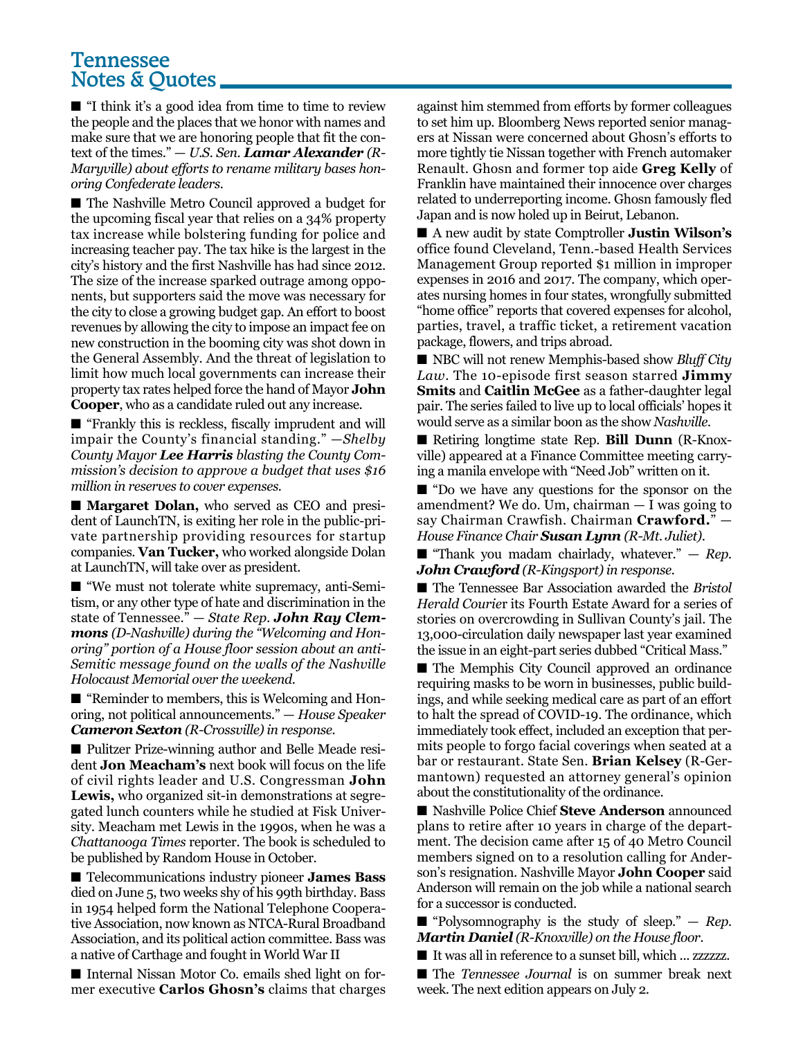## Tennessee Notes & Quotes

■ "I think it's a good idea from time to time to review the people and the places that we honor with names and make sure that we are honoring people that fit the context of the times." — *U.S. Sen.* ***Lamar Alexander*** *(R-Maryville) about efforts to rename military bases honoring Confederate leaders.*

■ The Nashville Metro Council approved a budget for the upcoming fiscal year that relies on a 34% property tax increase while bolstering funding for police and increasing teacher pay. The tax hike is the largest in the city's history and the first Nashville has had since 2012. The size of the increase sparked outrage among opponents, but supporters said the move was necessary for the city to close a growing budget gap. An effort to boost revenues by allowing the city to impose an impact fee on new construction in the booming city was shot down in the General Assembly. And the threat of legislation to limit how much local governments can increase their property tax rates helped force the hand of Mayor **John Cooper**, who as a candidate ruled out any increase.

■ "Frankly this is reckless, fiscally imprudent and will impair the County's financial standing." —*Shelby County Mayor* ***Lee Harris*** *blasting the County Commission's decision to approve a budget that uses $16 million in reserves to cover expenses.*

■ **Margaret Dolan,** who served as CEO and president of LaunchTN, is exiting her role in the public-private partnership providing resources for startup companies. **Van Tucker,** who worked alongside Dolan at LaunchTN, will take over as president.

■ "We must not tolerate white supremacy, anti-Semitism, or any other type of hate and discrimination in the state of Tennessee." — *State Rep.* ***John Ray Clemmons*** *(D-Nashville) during the "Welcoming and Honoring" portion of a House floor session about an anti-Semitic message found on the walls of the Nashville Holocaust Memorial over the weekend.*

■ "Reminder to members, this is Welcoming and Honoring, not political announcements." — *House Speaker* ***Cameron Sexton*** *(R-Crossville) in response.*

■ Pulitzer Prize-winning author and Belle Meade resident **Jon Meacham's** next book will focus on the life of civil rights leader and U.S. Congressman **John Lewis,** who organized sit-in demonstrations at segregated lunch counters while he studied at Fisk University. Meacham met Lewis in the 1990s, when he was a *Chattanooga Times* reporter. The book is scheduled to be published by Random House in October.

■ Telecommunications industry pioneer **James Bass** died on June 5, two weeks shy of his 99th birthday. Bass in 1954 helped form the National Telephone Cooperative Association, now known as NTCA-Rural Broadband Association, and its political action committee. Bass was a native of Carthage and fought in World War II

■ Internal Nissan Motor Co. emails shed light on former executive **Carlos Ghosn's** claims that charges against him stemmed from efforts by former colleagues to set him up. Bloomberg News reported senior managers at Nissan were concerned about Ghosn's efforts to more tightly tie Nissan together with French automaker Renault. Ghosn and former top aide **Greg Kelly** of Franklin have maintained their innocence over charges related to underreporting income. Ghosn famously fled Japan and is now holed up in Beirut, Lebanon.

■ A new audit by state Comptroller **Justin Wilson's** office found Cleveland, Tenn.-based Health Services Management Group reported $1 million in improper expenses in 2016 and 2017. The company, which operates nursing homes in four states, wrongfully submitted "home office" reports that covered expenses for alcohol, parties, travel, a traffic ticket, a retirement vacation package, flowers, and trips abroad.

■ NBC will not renew Memphis-based show *Bluff City Law*. The 10-episode first season starred **Jimmy Smits** and **Caitlin McGee** as a father-daughter legal pair. The series failed to live up to local officials' hopes it would serve as a similar boon as the show *Nashville*.

■ Retiring longtime state Rep. **Bill Dunn** (R-Knoxville) appeared at a Finance Committee meeting carrying a manila envelope with "Need Job" written on it.

■ "Do we have any questions for the sponsor on the amendment? We do. Um, chairman — I was going to say Chairman Crawfish. Chairman **Crawford.**" — *House Finance Chair* ***Susan Lynn*** *(R-Mt. Juliet).*

■ "Thank you madam chairlady, whatever." — *Rep.* ***John Crawford*** *(R-Kingsport) in response.*

■ The Tennessee Bar Association awarded the *Bristol Herald Courier* its Fourth Estate Award for a series of stories on overcrowding in Sullivan County's jail. The 13,000-circulation daily newspaper last year examined the issue in an eight-part series dubbed "Critical Mass."

■ The Memphis City Council approved an ordinance requiring masks to be worn in businesses, public buildings, and while seeking medical care as part of an effort to halt the spread of COVID-19. The ordinance, which immediately took effect, included an exception that permits people to forgo facial coverings when seated at a bar or restaurant. State Sen. **Brian Kelsey** (R-Germantown) requested an attorney general's opinion about the constitutionality of the ordinance.

■ Nashville Police Chief **Steve Anderson** announced plans to retire after 10 years in charge of the department. The decision came after 15 of 40 Metro Council members signed on to a resolution calling for Anderson's resignation. Nashville Mayor **John Cooper** said Anderson will remain on the job while a national search for a successor is conducted.

■ "Polysomnography is the study of sleep." — *Rep.* ***Martin Daniel*** *(R-Knoxville) on the House floor.*

■ It was all in reference to a sunset bill, which ... zzzzzz.

■ The *Tennessee Journal* is on summer break next week. The next edition appears on July 2.